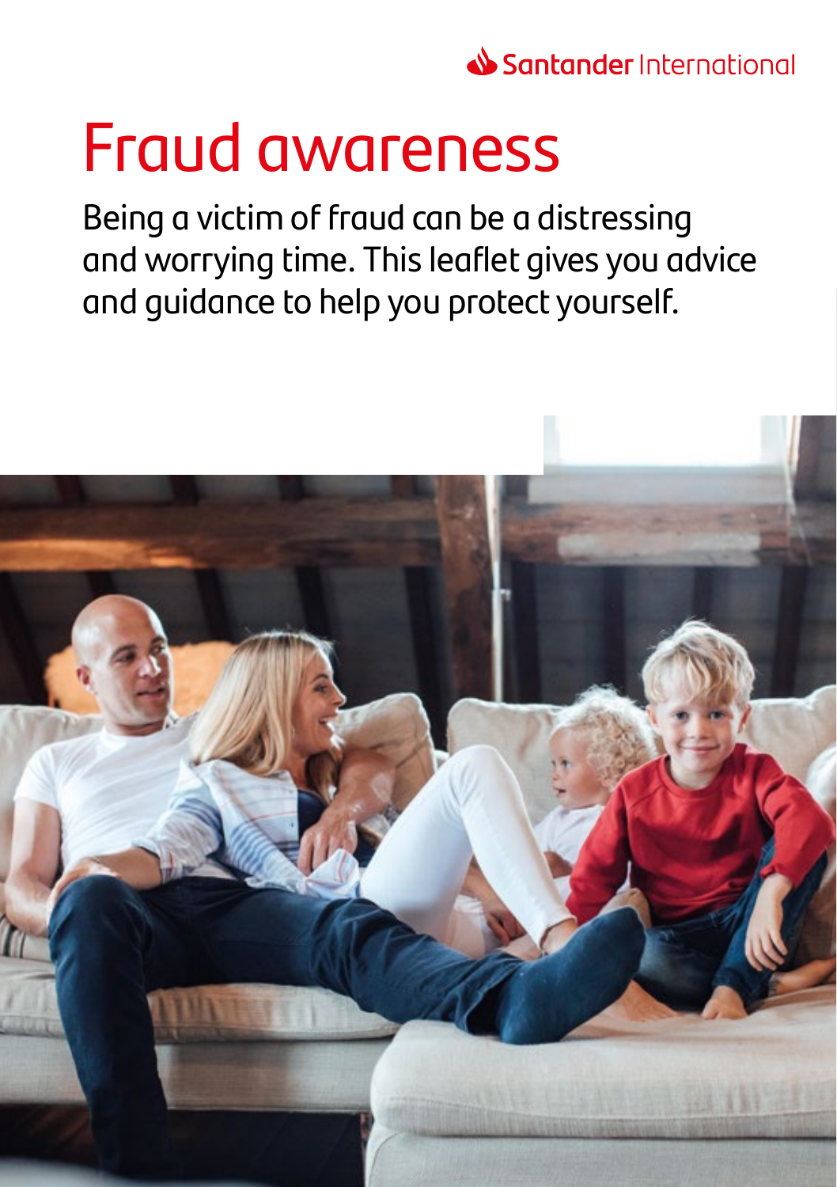Santander International

# Fraud awareness

Being a victim of fraud can be a distressing and worrying time. This leaflet gives you advice and guidance to help you protect yourself.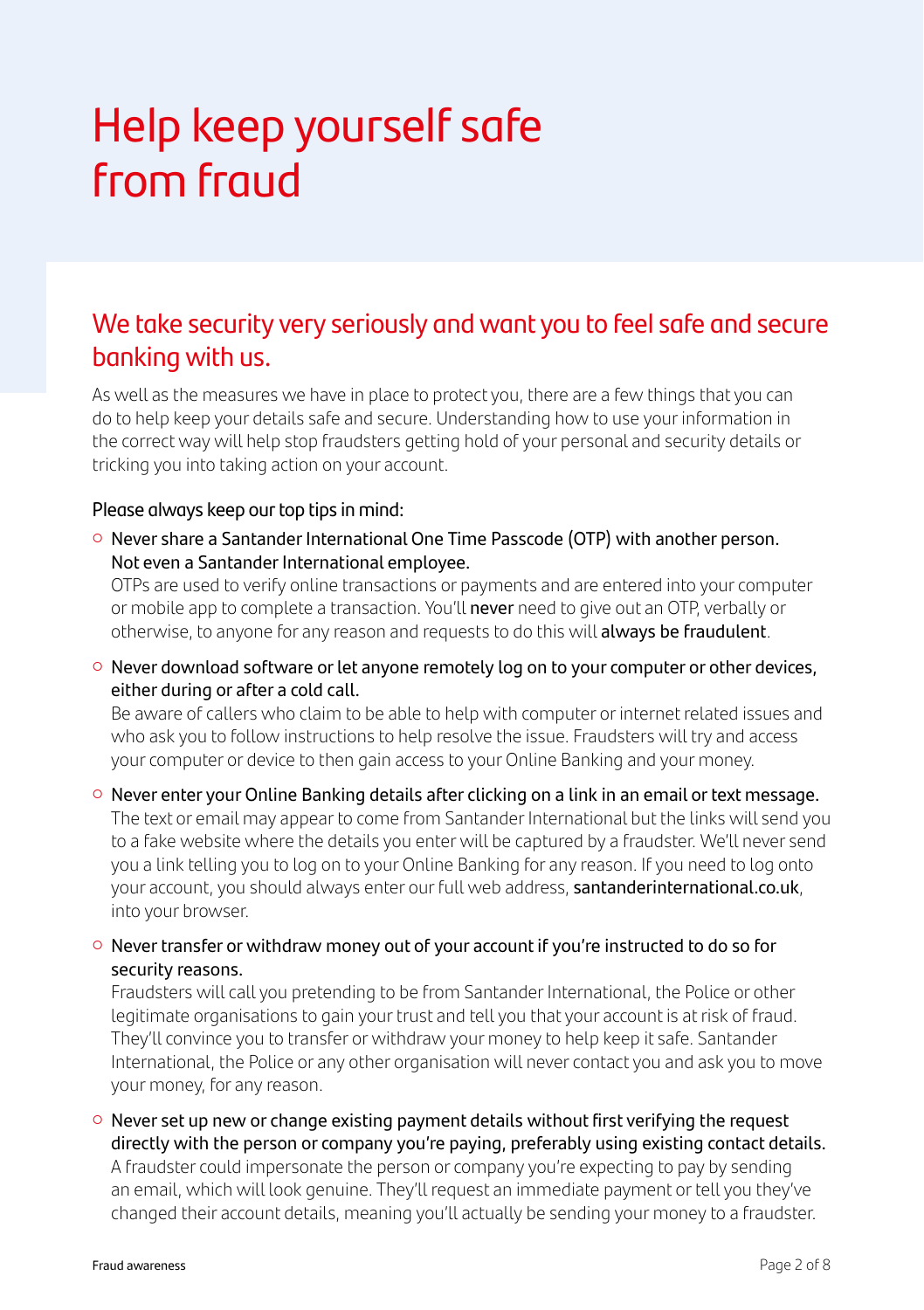# Help keep yourself safe from fraud

## We take security very seriously and want you to feel safe and secure banking with us.

As well as the measures we have in place to protect you, there are a few things that you can do to help keep your details safe and secure. Understanding how to use your information in the correct way will help stop fraudsters getting hold of your personal and security details or tricking you into taking action on your account.

Please always keep our top tips in mind:

- **Never share a Santander International One Time Passcode (OTP) with another person. Not even a Santander International employee.**
  OTPs are used to verify online transactions or payments and are entered into your computer or mobile app to complete a transaction. You'll **never** need to give out an OTP, verbally or otherwise, to anyone for any reason and requests to do this will **always be fraudulent**.

- **Never download software or let anyone remotely log on to your computer or other devices, either during or after a cold call.**
  Be aware of callers who claim to be able to help with computer or internet related issues and who ask you to follow instructions to help resolve the issue. Fraudsters will try and access your computer or device to then gain access to your Online Banking and your money.

- **Never enter your Online Banking details after clicking on a link in an email or text message.**
  The text or email may appear to come from Santander International but the links will send you to a fake website where the details you enter will be captured by a fraudster. We'll never send you a link telling you to log on to your Online Banking for any reason. If you need to log onto your account, you should always enter our full web address, **santanderinternational.co.uk**, into your browser.

- **Never transfer or withdraw money out of your account if you're instructed to do so for security reasons.**
  Fraudsters will call you pretending to be from Santander International, the Police or other legitimate organisations to gain your trust and tell you that your account is at risk of fraud. They'll convince you to transfer or withdraw your money to help keep it safe. Santander International, the Police or any other organisation will never contact you and ask you to move your money, for any reason.

- **Never set up new or change existing payment details without first verifying the request directly with the person or company you're paying, preferably using existing contact details.**
  A fraudster could impersonate the person or company you're expecting to pay by sending an email, which will look genuine. They'll request an immediate payment or tell you they've changed their account details, meaning you'll actually be sending your money to a fraudster.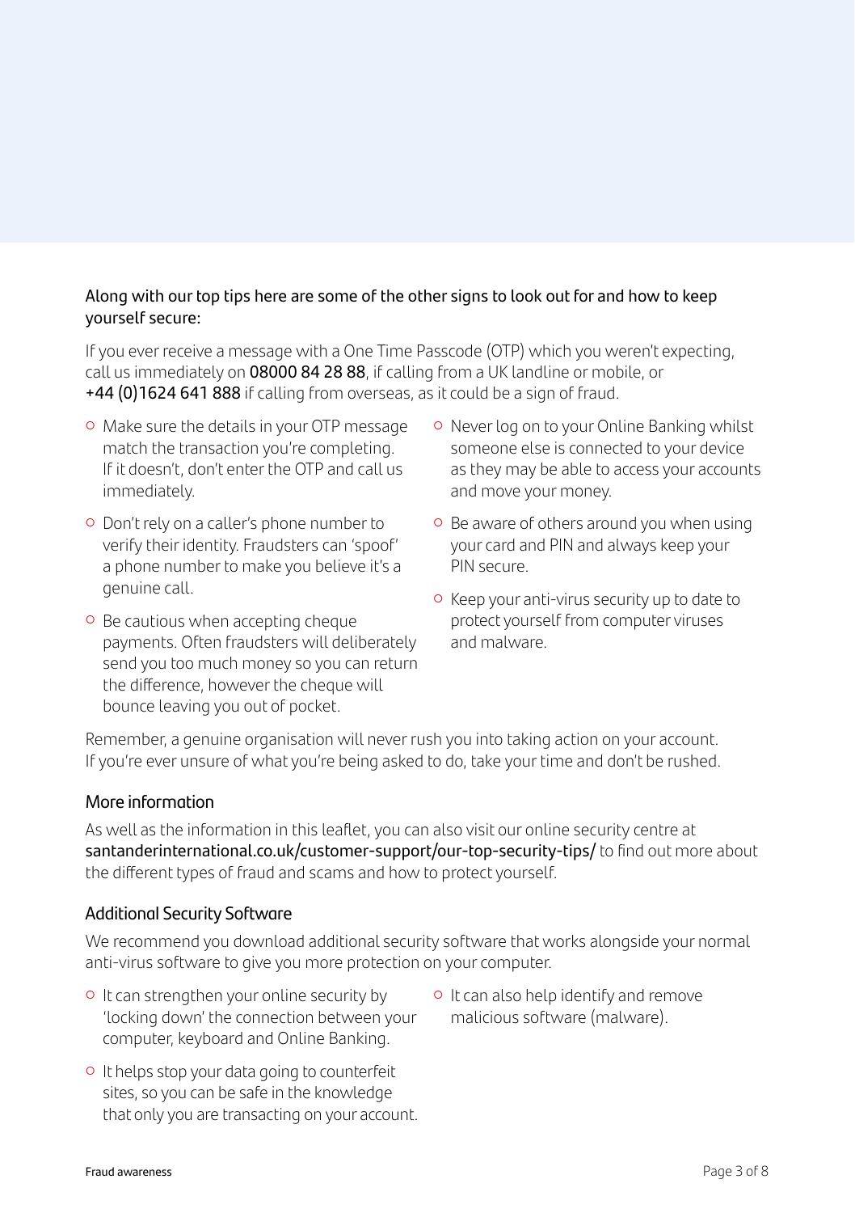Along with our top tips here are some of the other signs to look out for and how to keep yourself secure:

If you ever receive a message with a One Time Passcode (OTP) which you weren't expecting, call us immediately on **08000 84 28 88**, if calling from a UK landline or mobile, or **+44 (0)1624 641 888** if calling from overseas, as it could be a sign of fraud.

- Make sure the details in your OTP message match the transaction you're completing. If it doesn't, don't enter the OTP and call us immediately.
- Don't rely on a caller's phone number to verify their identity. Fraudsters can 'spoof' a phone number to make you believe it's a genuine call.
- Be cautious when accepting cheque payments. Often fraudsters will deliberately send you too much money so you can return the difference, however the cheque will bounce leaving you out of pocket.
- Never log on to your Online Banking whilst someone else is connected to your device as they may be able to access your accounts and move your money.
- Be aware of others around you when using your card and PIN and always keep your PIN secure.
- Keep your anti-virus security up to date to protect yourself from computer viruses and malware.

Remember, a genuine organisation will never rush you into taking action on your account. If you're ever unsure of what you're being asked to do, take your time and don't be rushed.

## More information

As well as the information in this leaflet, you can also visit our online security centre at **santanderinternational.co.uk/customer-support/our-top-security-tips/** to find out more about the different types of fraud and scams and how to protect yourself.

## Additional Security Software

We recommend you download additional security software that works alongside your normal anti-virus software to give you more protection on your computer.

- It can strengthen your online security by 'locking down' the connection between your computer, keyboard and Online Banking.
- It helps stop your data going to counterfeit sites, so you can be safe in the knowledge that only you are transacting on your account.
- It can also help identify and remove malicious software (malware).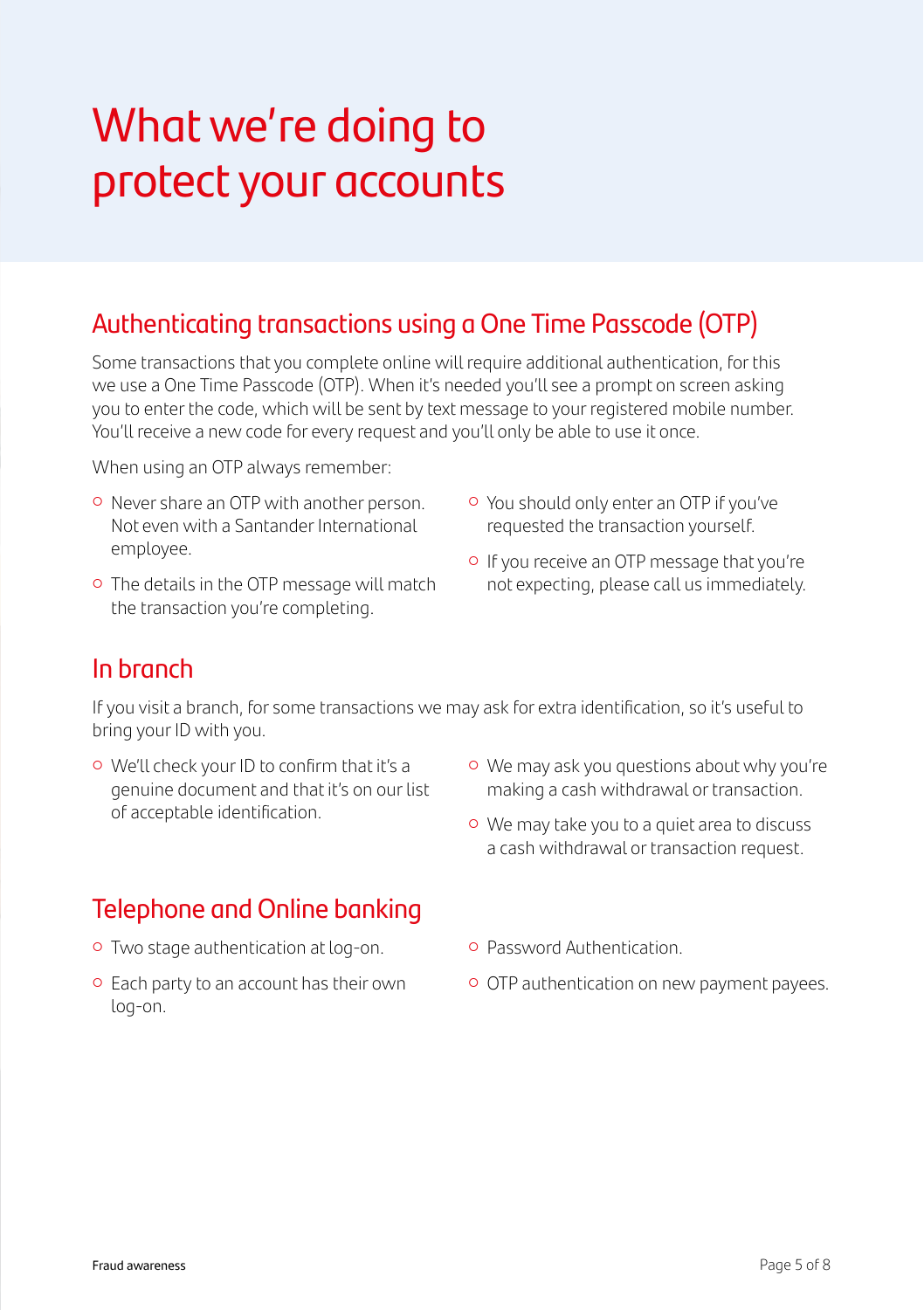# What we're doing to protect your accounts

## Authenticating transactions using a One Time Passcode (OTP)

Some transactions that you complete online will require additional authentication, for this we use a One Time Passcode (OTP). When it's needed you'll see a prompt on screen asking you to enter the code, which will be sent by text message to your registered mobile number. You'll receive a new code for every request and you'll only be able to use it once.

When using an OTP always remember:

- Never share an OTP with another person. Not even with a Santander International employee.
- The details in the OTP message will match the transaction you're completing.
- You should only enter an OTP if you've requested the transaction yourself.
- If you receive an OTP message that you're not expecting, please call us immediately.

## In branch

If you visit a branch, for some transactions we may ask for extra identification, so it's useful to bring your ID with you.

- We'll check your ID to confirm that it's a genuine document and that it's on our list of acceptable identification.
- We may ask you questions about why you're making a cash withdrawal or transaction.
- We may take you to a quiet area to discuss a cash withdrawal or transaction request.

## Telephone and Online banking

- Two stage authentication at log-on.
- Each party to an account has their own log-on.
- Password Authentication.
- OTP authentication on new payment payees.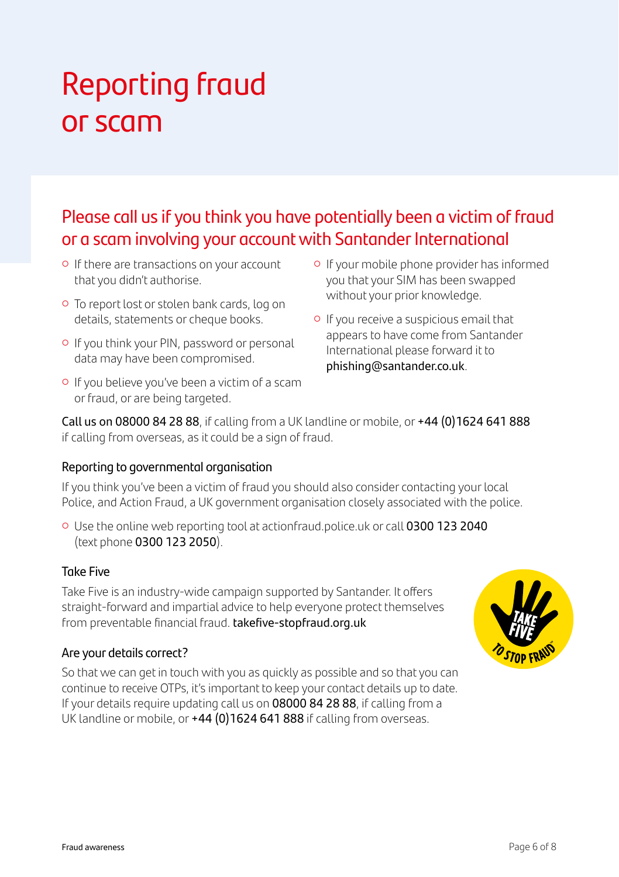# Reporting fraud or scam

## Please call us if you think you have potentially been a victim of fraud or a scam involving your account with Santander International

- If there are transactions on your account that you didn't authorise.
- To report lost or stolen bank cards, log on details, statements or cheque books.
- If you think your PIN, password or personal data may have been compromised.
- If you believe you've been a victim of a scam or fraud, or are being targeted.
- If your mobile phone provider has informed you that your SIM has been swapped without your prior knowledge.
- If you receive a suspicious email that appears to have come from Santander International please forward it to **phishing@santander.co.uk**.

**Call us on 08000 84 28 88**, if calling from a UK landline or mobile, or **+44 (0)1624 641 888** if calling from overseas, as it could be a sign of fraud.

### Reporting to governmental organisation

If you think you've been a victim of fraud you should also consider contacting your local Police, and Action Fraud, a UK government organisation closely associated with the police.

- Use the online web reporting tool at actionfraud.police.uk or call **0300 123 2040** (text phone **0300 123 2050**).

### Take Five

Take Five is an industry-wide campaign supported by Santander. It offers straight-forward and impartial advice to help everyone protect themselves from preventable financial fraud. **takefive-stopfraud.org.uk**

### Are your details correct?

So that we can get in touch with you as quickly as possible and so that you can continue to receive OTPs, it's important to keep your contact details up to date. If your details require updating call us on **08000 84 28 88**, if calling from a UK landline or mobile, or **+44 (0)1624 641 888** if calling from overseas.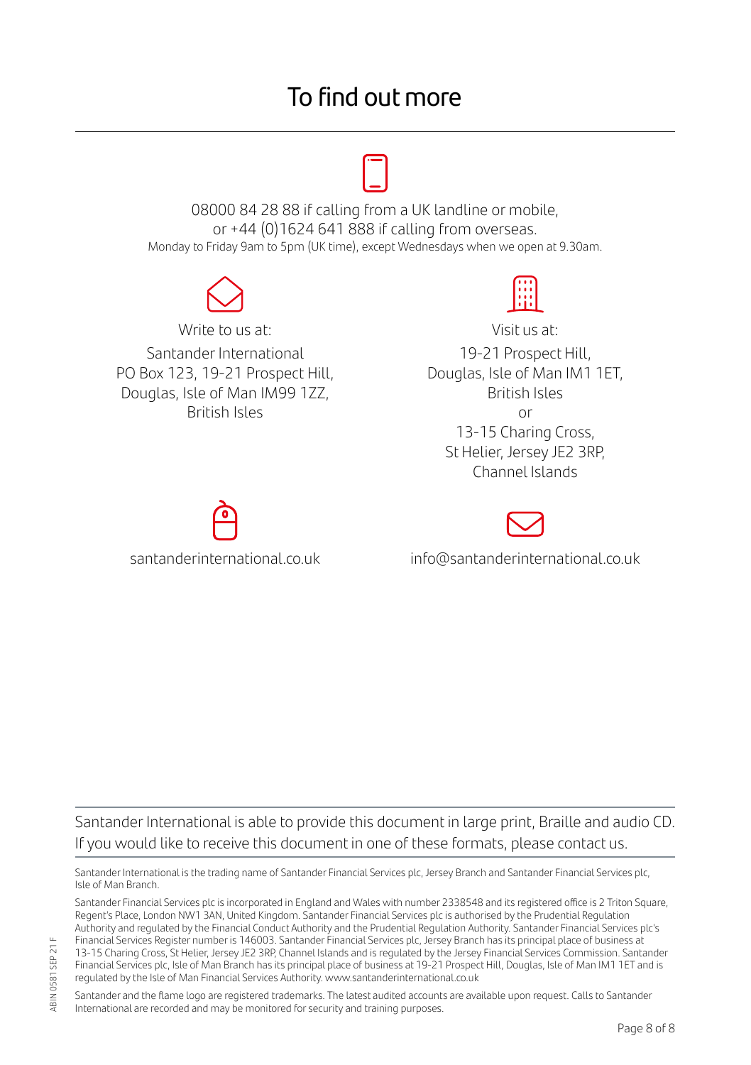# To find out more

08000 84 28 88 if calling from a UK landline or mobile,
or +44 (0)1624 641 888 if calling from overseas.
Monday to Friday 9am to 5pm (UK time), except Wednesdays when we open at 9.30am.

Write to us at:

Santander International
PO Box 123, 19-21 Prospect Hill,
Douglas, Isle of Man IM99 1ZZ,
British Isles

Visit us at:

19-21 Prospect Hill,
Douglas, Isle of Man IM1 1ET,
British Isles
or
13-15 Charing Cross,
St Helier, Jersey JE2 3RP,
Channel Islands

santanderinternational.co.uk

info@santanderinternational.co.uk

Santander International is able to provide this document in large print, Braille and audio CD. If you would like to receive this document in one of these formats, please contact us.

Santander International is the trading name of Santander Financial Services plc, Jersey Branch and Santander Financial Services plc, Isle of Man Branch.

Santander Financial Services plc is incorporated in England and Wales with number 2338548 and its registered office is 2 Triton Square, Regent's Place, London NW1 3AN, United Kingdom. Santander Financial Services plc is authorised by the Prudential Regulation Authority and regulated by the Financial Conduct Authority and the Prudential Regulation Authority. Santander Financial Services plc's Financial Services Register number is 146003. Santander Financial Services plc, Jersey Branch has its principal place of business at 13-15 Charing Cross, St Helier, Jersey JE2 3RP, Channel Islands and is regulated by the Jersey Financial Services Commission. Santander Financial Services plc, Isle of Man Branch has its principal place of business at 19-21 Prospect Hill, Douglas, Isle of Man IM1 1ET and is regulated by the Isle of Man Financial Services Authority. www.santanderinternational.co.uk

Santander and the flame logo are registered trademarks. The latest audited accounts are available upon request. Calls to Santander International are recorded and may be monitored for security and training purposes.

ABIN 0581 SEP 21 F